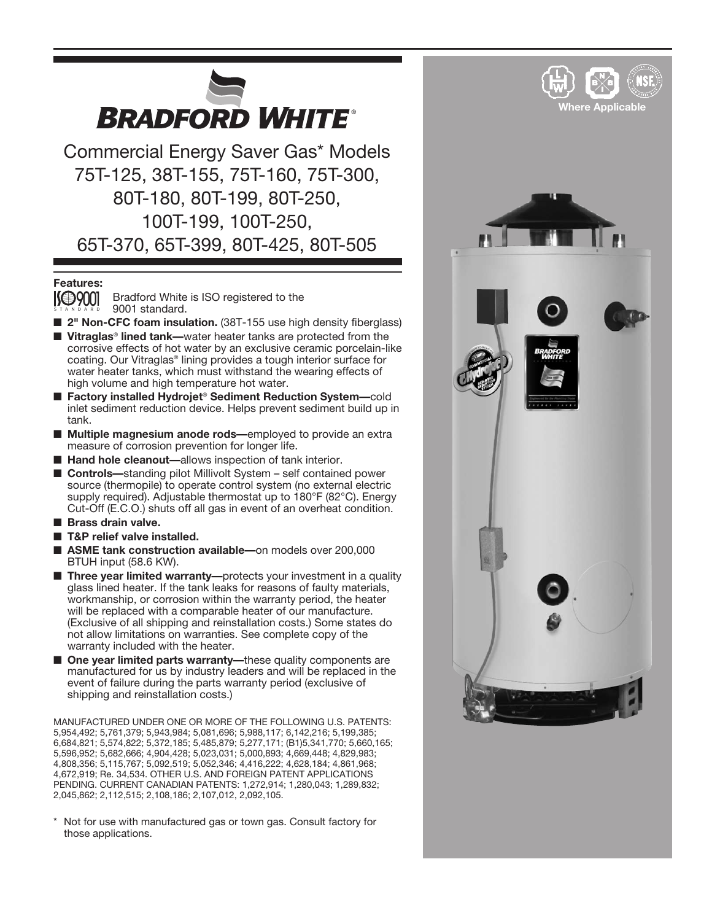# BRADFORD WHITE®

## Commercial Energy Saver Gas* Models 75T-125, 38T-155, 75T-160, 75T-300, 80T-180, 80T-199, 80T-250, 100T-199, 100T-250, 65T-370, 65T-399, 80T-425, 80T-505

Where Applicable

### Features:

ISO 9001 STANDARD — Bradford White is ISO registered to the 9001 standard.

- **2" Non-CFC foam insulation.** (38T-155 use high density fiberglass)
- **Vitraglas® lined tank—**water heater tanks are protected from the corrosive effects of hot water by an exclusive ceramic porcelain-like coating. Our Vitraglas® lining provides a tough interior surface for water heater tanks, which must withstand the wearing effects of high volume and high temperature hot water.
- **Factory installed Hydrojet® Sediment Reduction System—**cold inlet sediment reduction device. Helps prevent sediment build up in tank.
- **Multiple magnesium anode rods—**employed to provide an extra measure of corrosion prevention for longer life.
- **Hand hole cleanout—**allows inspection of tank interior.
- **Controls—**standing pilot Millivolt System – self contained power source (thermopile) to operate control system (no external electric supply required). Adjustable thermostat up to 180°F (82°C). Energy Cut-Off (E.C.O.) shuts off all gas in event of an overheat condition.
- **Brass drain valve.**
- **T&P relief valve installed.**
- **ASME tank construction available—**on models over 200,000 BTUH input (58.6 KW).
- **Three year limited warranty—**protects your investment in a quality glass lined heater. If the tank leaks for reasons of faulty materials, workmanship, or corrosion within the warranty period, the heater will be replaced with a comparable heater of our manufacture. (Exclusive of all shipping and reinstallation costs.) Some states do not allow limitations on warranties. See complete copy of the warranty included with the heater.
- **One year limited parts warranty—**these quality components are manufactured for us by industry leaders and will be replaced in the event of failure during the parts warranty period (exclusive of shipping and reinstallation costs.)

MANUFACTURED UNDER ONE OR MORE OF THE FOLLOWING U.S. PATENTS: 5,954,492; 5,761,379; 5,943,984; 5,081,696; 5,988,117; 6,142,216; 5,199,385; 6,684,821; 5,574,822; 5,372,185; 5,485,879; 5,277,171; (B1)5,341,770; 5,660,165; 5,596,952; 5,682,666; 4,904,428; 5,023,031; 5,000,893; 4,669,448; 4,829,983; 4,808,356; 5,115,767; 5,092,519; 5,052,346; 4,416,222; 4,628,184; 4,861,968; 4,672,919; Re. 34,534. OTHER U.S. AND FOREIGN PATENT APPLICATIONS PENDING. CURRENT CANADIAN PATENTS: 1,272,914; 1,280,043; 1,289,832; 2,045,862; 2,112,515; 2,108,186; 2,107,012, 2,092,105.

\* Not for use with manufactured gas or town gas. Consult factory for those applications.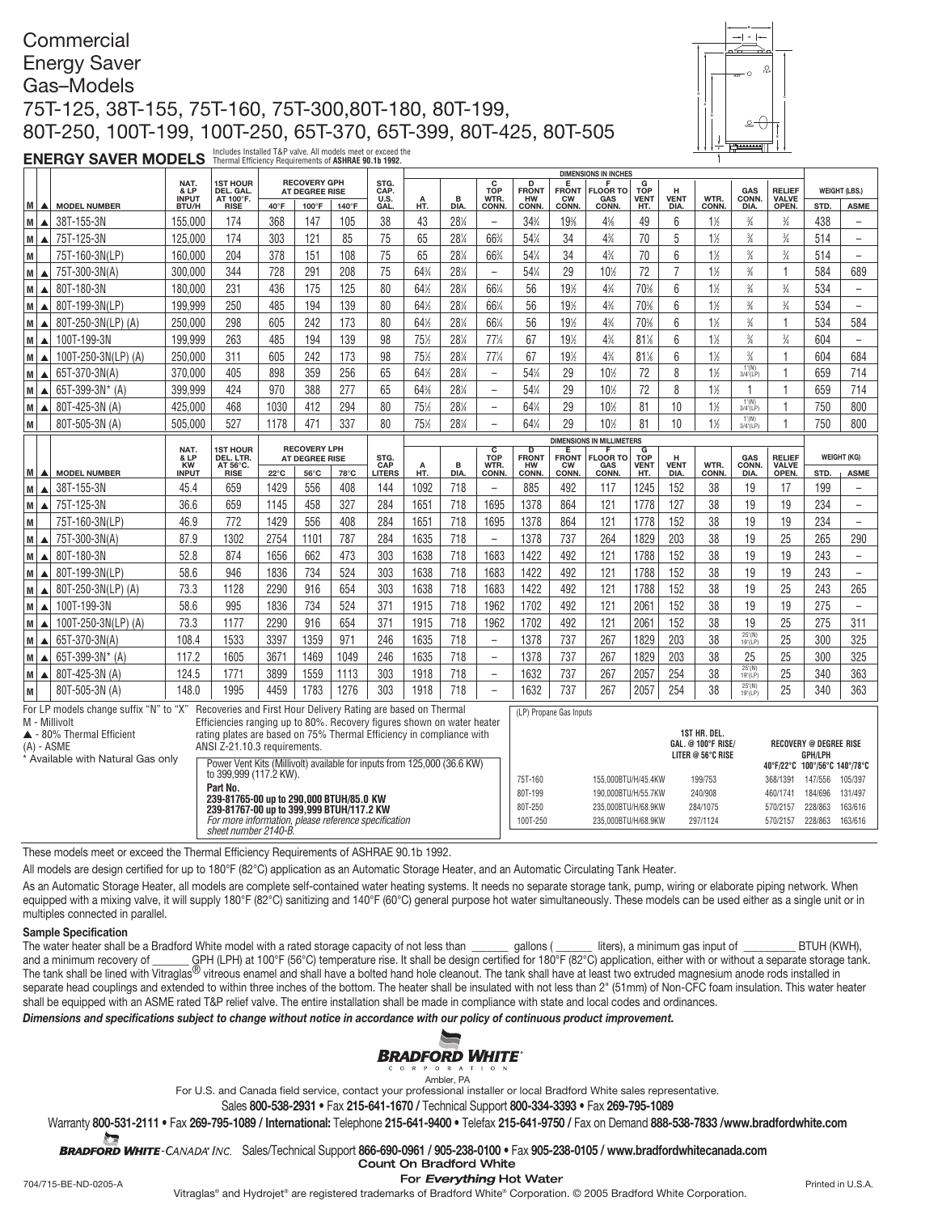# Commercial Energy Saver Gas–Models

## 75T-125, 38T-155, 75T-160, 75T-300,80T-180, 80T-199, 80T-250, 100T-199, 100T-250, 65T-370, 65T-399, 80T-425, 80T-505

**ENERGY SAVER MODELS** Includes Installed T&P valve. All models meet or exceed the Thermal Efficiency Requirements of **ASHRAE 90.1b 1992.**

| M | ▲ | MODEL NUMBER | NAT. & LP INPUT BTU/H | 1ST HOUR DEL. GAL. AT 100°F. RISE | RECOVERY GPH AT DEGREE RISE 40°F | 100°F | 140°F | STG. CAP. U.S. GAL. | A HT. | B DIA. | C TOP WTR. CONN. | D FRONT HW CONN. | E FRONT CW CONN. | F FLOOR TO GAS CONN. | G TOP VENT HT. | H VENT DIA. | WTR. CONN. | GAS CONN. DIA. | RELIEF VALVE OPEN. | WEIGHT (LBS.) STD. | ASME |
|---|---|---|---|---|---|---|---|---|---|---|---|---|---|---|---|---|---|---|---|---|---|
| M | ▲ | 38T-155-3N | 155,000 | 174 | 368 | 147 | 105 | 38 | 43 | 28¼ | – | 34⅞ | 19⅜ | 4⅝ | 49 | 6 | 1½ | ¾ | ¾ | 438 | – |
| M | ▲ | 75T-125-3N | 125,000 | 174 | 303 | 121 | 85 | 75 | 65 | 28¼ | 66¾ | 54¼ | 34 | 4¾ | 70 | 5 | 1½ | ¾ | ¾ | 514 | – |
| M | | 75T-160-3N(LP) | 160,000 | 204 | 378 | 151 | 108 | 75 | 65 | 28¼ | 66¾ | 54¼ | 34 | 4¾ | 70 | 6 | 1½ | ¾ | ¾ | 514 | – |
| M | ▲ | 75T-300-3N(A) | 300,000 | 344 | 728 | 291 | 208 | 75 | 64¾ | 28¼ | – | 54¼ | 29 | 10½ | 72 | 7 | 1½ | ¾ | 1 | 584 | 689 |
| M | ▲ | 80T-180-3N | 180,000 | 231 | 436 | 175 | 125 | 80 | 64½ | 28¼ | 66¼ | 56 | 19½ | 4¾ | 70⅜ | 6 | 1½ | ¾ | ¾ | 534 | – |
| M | ▲ | 80T-199-3N(LP) | 199,999 | 250 | 485 | 194 | 139 | 80 | 64½ | 28¼ | 66¼ | 56 | 19½ | 4¾ | 70⅜ | 6 | 1½ | ¾ | ¾ | 534 | – |
| M | ▲ | 80T-250-3N(LP) (A) | 250,000 | 298 | 605 | 242 | 173 | 80 | 64½ | 28¼ | 66¼ | 56 | 19½ | 4¾ | 70⅜ | 6 | 1½ | ¾ | 1 | 534 | 584 |
| M | ▲ | 100T-199-3N | 199,999 | 263 | 485 | 194 | 139 | 98 | 75½ | 28¼ | 77¼ | 67 | 19½ | 4¾ | 81⅛ | 6 | 1½ | ¾ | ¾ | 604 | – |
| M | ▲ | 100T-250-3N(LP) (A) | 250,000 | 311 | 605 | 242 | 173 | 98 | 75½ | 28¼ | 77¼ | 67 | 19½ | 4¾ | 81⅛ | 6 | 1½ | ¾ | 1 | 604 | 684 |
| M | ▲ | 65T-370-3N(A) | 370,000 | 405 | 898 | 359 | 256 | 65 | 64½ | 28¼ | – | 54¼ | 29 | 10½ | 72 | 8 | 1½ | 1"(N) 3/4"(LP) | 1 | 659 | 714 |
| M | ▲ | 65T-399-3N* (A) | 399,999 | 424 | 970 | 388 | 277 | 65 | 64⅜ | 28¼ | – | 54¼ | 29 | 10½ | 72 | 8 | 1½ | 1 | 1 | 659 | 714 |
| M | ▲ | 80T-425-3N (A) | 425,000 | 468 | 1030 | 412 | 294 | 80 | 75½ | 28¼ | – | 64¼ | 29 | 10½ | 81 | 10 | 1½ | 1"(N) 3/4"(LP) | 1 | 750 | 800 |
| M | | 80T-505-3N (A) | 505,000 | 527 | 1178 | 471 | 337 | 80 | 75½ | 28¼ | – | 64¼ | 29 | 10½ | 81 | 10 | 1½ | 1"(N) 3/4"(LP) | 1 | 750 | 800 |

| M | ▲ | MODEL NUMBER | NAT. & LP KW INPUT | 1ST HOUR DEL. LTR. AT 56°C. RISE | RECOVERY LPH AT DEGREE RISE 22°C | 56°C | 78°C | STG. CAP LITERS | A HT. | B DIA. | C TOP WTR. CONN. | D FRONT HW CONN. | E FRONT CW CONN. | F FLOOR TO GAS CONN. | G TOP VENT HT. | H VENT DIA. | WTR. CONN. | GAS CONN. DIA. | RELIEF VALVE OPEN. | WEIGHT (KG) STD. | ASME |
|---|---|---|---|---|---|---|---|---|---|---|---|---|---|---|---|---|---|---|---|---|---|
| M | ▲ | 38T-155-3N | 45.4 | 659 | 1429 | 556 | 408 | 144 | 1092 | 718 | – | 885 | 492 | 117 | 1245 | 152 | 38 | 19 | 17 | 199 | – |
| M | ▲ | 75T-125-3N | 36.6 | 659 | 1145 | 458 | 327 | 284 | 1651 | 718 | 1695 | 1378 | 864 | 121 | 1778 | 127 | 38 | 19 | 19 | 234 | – |
| M | | 75T-160-3N(LP) | 46.9 | 772 | 1429 | 556 | 408 | 284 | 1651 | 718 | 1695 | 1378 | 864 | 121 | 1778 | 152 | 38 | 19 | 19 | 234 | – |
| M | ▲ | 75T-300-3N(A) | 87.9 | 1302 | 2754 | 1101 | 787 | 284 | 1635 | 718 | – | 1378 | 737 | 264 | 1829 | 203 | 38 | 19 | 25 | 265 | 290 |
| M | ▲ | 80T-180-3N | 52.8 | 874 | 1656 | 662 | 473 | 303 | 1638 | 718 | 1683 | 1422 | 492 | 121 | 1788 | 152 | 38 | 19 | 19 | 243 | – |
| M | ▲ | 80T-199-3N(LP) | 58.6 | 946 | 1836 | 734 | 524 | 303 | 1638 | 718 | 1683 | 1422 | 492 | 121 | 1788 | 152 | 38 | 19 | 19 | 243 | – |
| M | ▲ | 80T-250-3N(LP) (A) | 73.3 | 1128 | 2290 | 916 | 654 | 303 | 1638 | 718 | 1683 | 1422 | 492 | 121 | 1788 | 152 | 38 | 19 | 25 | 243 | 265 |
| M | ▲ | 100T-199-3N | 58.6 | 995 | 1836 | 734 | 524 | 371 | 1915 | 718 | 1962 | 1702 | 492 | 121 | 2061 | 152 | 38 | 19 | 19 | 275 | – |
| M | ▲ | 100T-250-3N(LP) (A) | 73.3 | 1177 | 2290 | 916 | 654 | 371 | 1915 | 718 | 1962 | 1702 | 492 | 121 | 2061 | 152 | 38 | 19 | 25 | 275 | 311 |
| M | ▲ | 65T-370-3N(A) | 108.4 | 1533 | 3397 | 1359 | 971 | 246 | 1635 | 718 | – | 1378 | 737 | 267 | 1829 | 203 | 38 | 25"(N) 19"(LP) | 25 | 300 | 325 |
| M | ▲ | 65T-399-3N* (A) | 117.2 | 1605 | 3671 | 1469 | 1049 | 246 | 1635 | 718 | – | 1378 | 737 | 267 | 1829 | 203 | 38 | 25 | 25 | 300 | 325 |
| M | ▲ | 80T-425-3N (A) | 124.5 | 1771 | 3899 | 1559 | 1113 | 303 | 1918 | 718 | – | 1632 | 737 | 267 | 2057 | 254 | 38 | 25"(N) 19"(LP) | 25 | 340 | 363 |
| M | | 80T-505-3N (A) | 148.0 | 1995 | 4459 | 1783 | 1276 | 303 | 1918 | 718 | – | 1632 | 737 | 267 | 2057 | 254 | 38 | 25"(N) 19"(LP) | 25 | 340 | 363 |

For LP models change suffix "N" to "X"
M - Millivolt
▲ - 80% Thermal Efficient
(A) - ASME
* Available with Natural Gas only

Recoveries and First Hour Delivery Rating are based on Thermal Efficiencies ranging up to 80%. Recovery figures shown on water heater rating plates are based on 75% Thermal Efficiency in compliance with ANSI Z-21.10.3 requirements.

Power Vent Kits (Millivolt) available for inputs from 125,000 (36.6 KW) to 399,999 (117.2 KW).

**Part No.**
**239-81765-00 up to 290,000 BTUH/85.0 KW**
**239-81767-00 up to 399,999 BTUH/117.2 KW**
*For more information, please reference specification sheet number 2140-B.*

(LP) Propane Gas Inputs

| | | 1ST HR. DEL. GAL. @ 100°F RISE/ LITER @ 56°C RISE | RECOVERY @ DEGREE RISE GPH/LPH 40°F/22°C | 100°/56°C | 140°/78°C |
|---|---|---|---|---|---|
| 75T-160 | 155,000BTU/H/45.4KW | 199/753 | 368/1391 | 147/556 | 105/397 |
| 80T-199 | 190,000BTU/H/55.7KW | 240/908 | 460/1741 | 184/696 | 131/497 |
| 80T-250 | 235,000BTU/H/68.9KW | 284/1075 | 570/2157 | 228/863 | 163/616 |
| 100T-250 | 235,000BTU/H/68.9KW | 297/1124 | 570/2157 | 228/863 | 163/616 |

These models meet or exceed the Thermal Efficiency Requirements of ASHRAE 90.1b 1992.

All models are design certified for up to 180°F (82°C) application as an Automatic Storage Heater, and an Automatic Circulating Tank Heater.

As an Automatic Storage Heater, all models are complete self-contained water heating systems. It needs no separate storage tank, pump, wiring or elaborate piping network. When equipped with a mixing valve, it will supply 180°F (82°C) sanitizing and 140°F (60°C) general purpose hot water simultaneously. These models can be used either as a single unit or in multiples connected in parallel.

**Sample Specification**

The water heater shall be a Bradford White model with a rated storage capacity of not less than ______ gallons ( ______ liters), a minimum gas input of _________ BTUH (KWH), and a minimum recovery of ______ GPH (LPH) at 100°F (56°C) temperature rise. It shall be design certified for 180°F (82°C) application, either with or without a separate storage tank. The tank shall be lined with Vitraglas® vitreous enamel and shall have a bolted hand hole cleanout. The tank shall have at least two extruded magnesium anode rods installed in separate head couplings and extended to within three inches of the bottom. The heater shall be insulated with not less than 2" (51mm) of Non-CFC foam insulation. This water heater shall be equipped with an ASME rated T&P relief valve. The entire installation shall be made in compliance with state and local codes and ordinances.

***Dimensions and specifications subject to change without notice in accordance with our policy of continuous product improvement.***

BRADFORD WHITE CORPORATION
Ambler, PA

For U.S. and Canada field service, contact your professional installer or local Bradford White sales representative.

Sales **800-538-2931** • Fax **215-641-1670** / Technical Support **800-334-3393** • Fax **269-795-1089**

Warranty **800-531-2111** • Fax **269-795-1089** / **International:** Telephone **215-641-9400** • Telefax **215-641-9750** / Fax on Demand **888-538-7833** / **www.bradfordwhite.com**

BRADFORD WHITE-CANADA INC. Sales/Technical Support **866-690-0961** / **905-238-0100** • Fax **905-238-0105** / **www.bradfordwhitecanada.com**

**Count On Bradford White For *Everything* Hot Water**

704/715-BE-ND-0205-A

Printed in U.S.A.

Vitraglas® and Hydrojet® are registered trademarks of Bradford White® Corporation. © 2005 Bradford White Corporation.